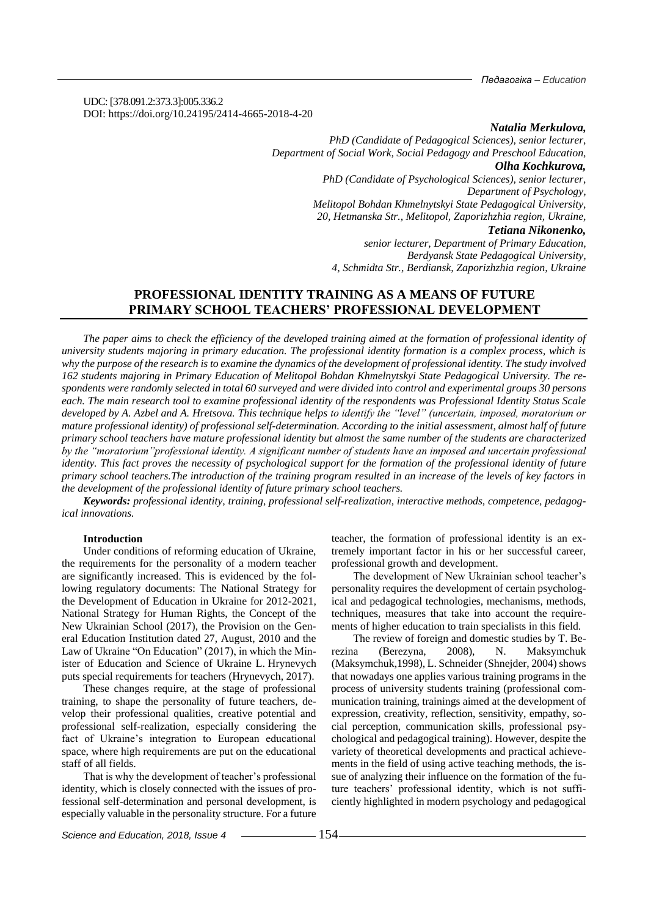UDC: [378.091.2:373.3]:005.336.2
DOI: https://doi.org/10.24195/2414-4665-2018-4-20

***Natalia Merkulova,***
*PhD (Candidate of Pedagogical Sciences), senior lecturer,*
*Department of Social Work, Social Pedagogy and Preschool Education,*
***Olha Kochkurova,***
*PhD (Candidate of Psychological Sciences), senior lecturer,*
*Department of Psychology,*
*Melitopol Bohdan Khmelnytskyi State Pedagogical University,*
*20, Hetmanska Str., Melitopol, Zaporizhzhia region, Ukraine,*
***Tetiana Nikonenko,***
*senior lecturer, Department of Primary Education,*
*Berdyansk State Pedagogical University,*
*4, Schmidta Str., Berdiansk, Zaporizhzhia region, Ukraine*

# PROFESSIONAL IDENTITY TRAINING AS A MEANS OF FUTURE PRIMARY SCHOOL TEACHERS' PROFESSIONAL DEVELOPMENT

*The paper aims to check the efficiency of the developed training aimed at the formation of professional identity of university students majoring in primary education. The professional identity formation is a complex process, which is why the purpose of the research is to examine the dynamics of the development of professional identity. The study involved 162 students majoring in Primary Education of Melitopol Bohdan Khmelnytskyi State Pedagogical University. The respondents were randomly selected in total 60 surveyed and were divided into control and experimental groups 30 persons each. The main research tool to examine professional identity of the respondents was Professional Identity Status Scale developed by A. Azbel and A. Hretsova. This technique helps to identify the "level" (uncertain, imposed, moratorium or mature professional identity) of professional self-determination. According to the initial assessment, almost half of future primary school teachers have mature professional identity but almost the same number of the students are characterized by the "moratorium"professional identity. A significant number of students have an imposed and uncertain professional identity. This fact proves the necessity of psychological support for the formation of the professional identity of future primary school teachers.The introduction of the training program resulted in an increase of the levels of key factors in the development of the professional identity of future primary school teachers.*

***Keywords:*** *professional identity, training, professional self-realization, interactive methods, competence, pedagogical innovations.*

## Introduction

Under conditions of reforming education of Ukraine, the requirements for the personality of a modern teacher are significantly increased. This is evidenced by the following regulatory documents: The National Strategy for the Development of Education in Ukraine for 2012-2021, National Strategy for Human Rights, the Concept of the New Ukrainian School (2017), the Provision on the General Education Institution dated 27, August, 2010 and the Law of Ukraine "On Education" (2017), in which the Minister of Education and Science of Ukraine L. Hrynevych puts special requirements for teachers (Hrynevych, 2017).

These changes require, at the stage of professional training, to shape the personality of future teachers, develop their professional qualities, creative potential and professional self-realization, especially considering the fact of Ukraine's integration to European educational space, where high requirements are put on the educational staff of all fields.

That is why the development of teacher's professional identity, which is closely connected with the issues of professional self-determination and personal development, is especially valuable in the personality structure. For a future teacher, the formation of professional identity is an extremely important factor in his or her successful career, professional growth and development.

The development of New Ukrainian school teacher's personality requires the development of certain psychological and pedagogical technologies, mechanisms, methods, techniques, measures that take into account the requirements of higher education to train specialists in this field.

The review of foreign and domestic studies by T. Berezina (Berezyna, 2008), N. Maksymchuk (Maksymchuk,1998), L. Schneider (Shnejder, 2004) shows that nowadays one applies various training programs in the process of university students training (professional communication training, trainings aimed at the development of expression, creativity, reflection, sensitivity, empathy, social perception, communication skills, professional psychological and pedagogical training). However, despite the variety of theoretical developments and practical achievements in the field of using active teaching methods, the issue of analyzing their influence on the formation of the future teachers' professional identity, which is not sufficiently highlighted in modern psychology and pedagogical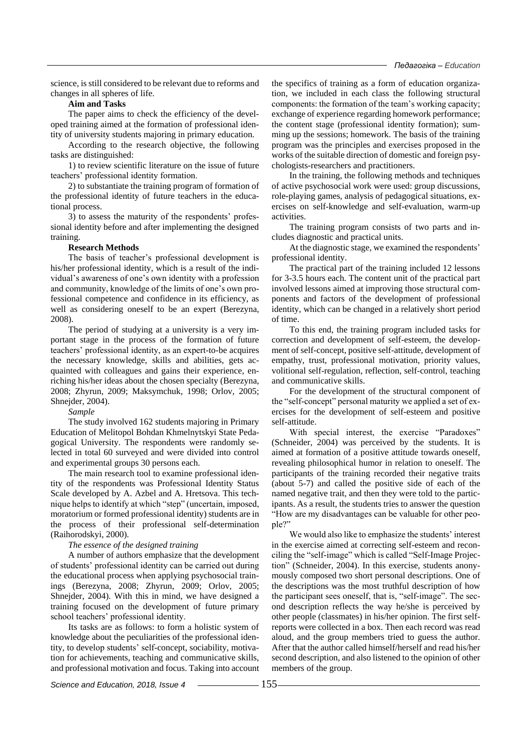science, is still considered to be relevant due to reforms and changes in all spheres of life.

**Aim and Tasks**

The paper aims to check the efficiency of the developed training aimed at the formation of professional identity of university students majoring in primary education.

According to the research objective, the following tasks are distinguished:

1) to review scientific literature on the issue of future teachers' professional identity formation.

2) to substantiate the training program of formation of the professional identity of future teachers in the educational process.

3) to assess the maturity of the respondents' professional identity before and after implementing the designed training.

**Research Methods**

The basis of teacher's professional development is his/her professional identity, which is a result of the individual's awareness of one's own identity with a profession and community, knowledge of the limits of one's own professional competence and confidence in its efficiency, as well as considering oneself to be an expert (Berezyna, 2008).

The period of studying at a university is a very important stage in the process of the formation of future teachers' professional identity, as an expert-to-be acquires the necessary knowledge, skills and abilities, gets acquainted with colleagues and gains their experience, enriching his/her ideas about the chosen specialty (Berezyna, 2008; Zhyrun, 2009; Maksymchuk, 1998; Orlov, 2005; Shnejder, 2004).

*Sample*

The study involved 162 students majoring in Primary Education of Melitopol Bohdan Khmelnytskyi State Pedagogical University. The respondents were randomly selected in total 60 surveyed and were divided into control and experimental groups 30 persons each.

The main research tool to examine professional identity of the respondents was Professional Identity Status Scale developed by A. Azbel and A. Hretsova. This technique helps to identify at which "step" (uncertain, imposed, moratorium or formed professional identity) students are in the process of their professional self-determination (Raihorodskyi, 2000).

*The essence of the designed training*

A number of authors emphasize that the development of students' professional identity can be carried out during the educational process when applying psychosocial trainings (Berezyna, 2008; Zhyrun, 2009; Orlov, 2005; Shnejder, 2004). With this in mind, we have designed a training focused on the development of future primary school teachers' professional identity.

Its tasks are as follows: to form a holistic system of knowledge about the peculiarities of the professional identity, to develop students' self-concept, sociability, motivation for achievements, teaching and communicative skills, and professional motivation and focus. Taking into account the specifics of training as a form of education organization, we included in each class the following structural components: the formation of the team's working capacity; exchange of experience regarding homework performance; the content stage (professional identity formation); summing up the sessions; homework. The basis of the training program was the principles and exercises proposed in the works of the suitable direction of domestic and foreign psychologists-researchers and practitioners.

In the training, the following methods and techniques of active psychosocial work were used: group discussions, role-playing games, analysis of pedagogical situations, exercises on self-knowledge and self-evaluation, warm-up activities.

The training program consists of two parts and includes diagnostic and practical units.

At the diagnostic stage, we examined the respondents' professional identity.

The practical part of the training included 12 lessons for 3-3.5 hours each. The content unit of the practical part involved lessons aimed at improving those structural components and factors of the development of professional identity, which can be changed in a relatively short period of time.

To this end, the training program included tasks for correction and development of self-esteem, the development of self-concept, positive self-attitude, development of empathy, trust, professional motivation, priority values, volitional self-regulation, reflection, self-control, teaching and communicative skills.

For the development of the structural component of the "self-concept" personal maturity we applied a set of exercises for the development of self-esteem and positive self-attitude.

With special interest, the exercise "Paradoxes" (Schneider, 2004) was perceived by the students. It is aimed at formation of a positive attitude towards oneself, revealing philosophical humor in relation to oneself. The participants of the training recorded their negative traits (about 5-7) and called the positive side of each of the named negative trait, and then they were told to the participants. As a result, the students tries to answer the question "How are my disadvantages can be valuable for other people?"

We would also like to emphasize the students' interest in the exercise aimed at correcting self-esteem and reconciling the "self-image" which is called "Self-Image Projection" (Schneider, 2004). In this exercise, students anonymously composed two short personal descriptions. One of the descriptions was the most truthful description of how the participant sees oneself, that is, "self-image". The second description reflects the way he/she is perceived by other people (classmates) in his/her opinion. The first self-reports were collected in a box. Then each record was read aloud, and the group members tried to guess the author. After that the author called himself/herself and read his/her second description, and also listened to the opinion of other members of the group.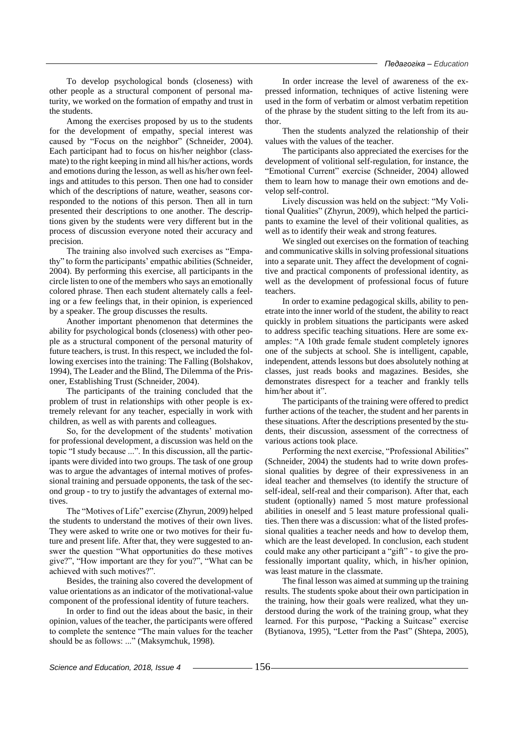To develop psychological bonds (closeness) with other people as a structural component of personal maturity, we worked on the formation of empathy and trust in the students.

Among the exercises proposed by us to the students for the development of empathy, special interest was caused by "Focus on the neighbor" (Schneider, 2004). Each participant had to focus on his/her neighbor (classmate) to the right keeping in mind all his/her actions, words and emotions during the lesson, as well as his/her own feelings and attitudes to this person. Then one had to consider which of the descriptions of nature, weather, seasons corresponded to the notions of this person. Then all in turn presented their descriptions to one another. The descriptions given by the students were very different but in the process of discussion everyone noted their accuracy and precision.

The training also involved such exercises as "Empathy" to form the participants' empathic abilities (Schneider, 2004). By performing this exercise, all participants in the circle listen to one of the members who says an emotionally colored phrase. Then each student alternately calls a feeling or a few feelings that, in their opinion, is experienced by a speaker. The group discusses the results.

Another important phenomenon that determines the ability for psychological bonds (closeness) with other people as a structural component of the personal maturity of future teachers, is trust. In this respect, we included the following exercises into the training: The Falling (Bolshakov, 1994), The Leader and the Blind, The Dilemma of the Prisoner, Establishing Trust (Schneider, 2004).

The participants of the training concluded that the problem of trust in relationships with other people is extremely relevant for any teacher, especially in work with children, as well as with parents and colleagues.

So, for the development of the students' motivation for professional development, a discussion was held on the topic "I study because ...". In this discussion, all the participants were divided into two groups. The task of one group was to argue the advantages of internal motives of professional training and persuade opponents, the task of the second group - to try to justify the advantages of external motives.

The "Motives of Life" exercise (Zhyrun, 2009) helped the students to understand the motives of their own lives. They were asked to write one or two motives for their future and present life. After that, they were suggested to answer the question "What opportunities do these motives give?", "How important are they for you?", "What can be achieved with such motives?".

Besides, the training also covered the development of value orientations as an indicator of the motivational-value component of the professional identity of future teachers.

In order to find out the ideas about the basic, in their opinion, values of the teacher, the participants were offered to complete the sentence "The main values for the teacher should be as follows: ..." (Maksymchuk, 1998).

In order increase the level of awareness of the expressed information, techniques of active listening were used in the form of verbatim or almost verbatim repetition of the phrase by the student sitting to the left from its author.

Then the students analyzed the relationship of their values with the values of the teacher.

The participants also appreciated the exercises for the development of volitional self-regulation, for instance, the "Emotional Current" exercise (Schneider, 2004) allowed them to learn how to manage their own emotions and develop self-control.

Lively discussion was held on the subject: "My Volitional Qualities" (Zhyrun, 2009), which helped the participants to examine the level of their volitional qualities, as well as to identify their weak and strong features.

We singled out exercises on the formation of teaching and communicative skills in solving professional situations into a separate unit. They affect the development of cognitive and practical components of professional identity, as well as the development of professional focus of future teachers.

In order to examine pedagogical skills, ability to penetrate into the inner world of the student, the ability to react quickly in problem situations the participants were asked to address specific teaching situations. Here are some examples: "A 10th grade female student completely ignores one of the subjects at school. She is intelligent, capable, independent, attends lessons but does absolutely nothing at classes, just reads books and magazines. Besides, she demonstrates disrespect for a teacher and frankly tells him/her about it".

The participants of the training were offered to predict further actions of the teacher, the student and her parents in these situations. After the descriptions presented by the students, their discussion, assessment of the correctness of various actions took place.

Performing the next exercise, "Professional Abilities" (Schneider, 2004) the students had to write down professional qualities by degree of their expressiveness in an ideal teacher and themselves (to identify the structure of self-ideal, self-real and their comparison). After that, each student (optionally) named 5 most mature professional abilities in oneself and 5 least mature professional qualities. Then there was a discussion: what of the listed professional qualities a teacher needs and how to develop them, which are the least developed. In conclusion, each student could make any other participant a "gift" - to give the professionally important quality, which, in his/her opinion, was least mature in the classmate.

The final lesson was aimed at summing up the training results. The students spoke about their own participation in the training, how their goals were realized, what they understood during the work of the training group, what they learned. For this purpose, "Packing a Suitcase" exercise (Bytianova, 1995), "Letter from the Past" (Shtepa, 2005),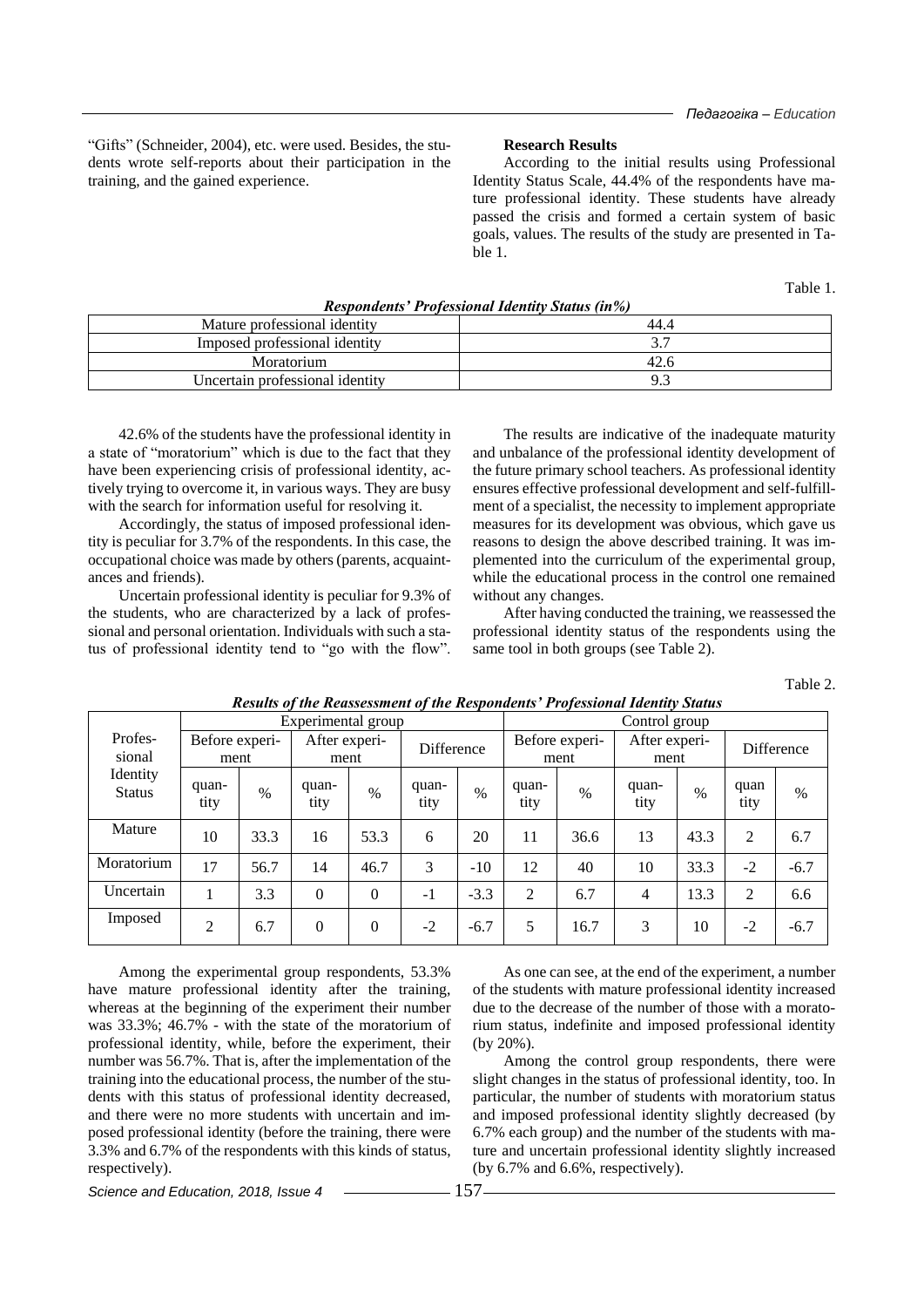"Gifts" (Schneider, 2004), etc. were used. Besides, the students wrote self-reports about their participation in the training, and the gained experience.

**Research Results**

According to the initial results using Professional Identity Status Scale, 44.4% of the respondents have mature professional identity. These students have already passed the crisis and formed a certain system of basic goals, values. The results of the study are presented in Table 1.

Table 1.

***Respondents' Professional Identity Status (in%)***

| | |
|---|---|
| Mature professional identity | 44.4 |
| Imposed professional identity | 3.7 |
| Moratorium | 42.6 |
| Uncertain professional identity | 9.3 |

42.6% of the students have the professional identity in a state of "moratorium" which is due to the fact that they have been experiencing crisis of professional identity, actively trying to overcome it, in various ways. They are busy with the search for information useful for resolving it.

Accordingly, the status of imposed professional identity is peculiar for 3.7% of the respondents. In this case, the occupational choice was made by others (parents, acquaintances and friends).

Uncertain professional identity is peculiar for 9.3% of the students, who are characterized by a lack of professional and personal orientation. Individuals with such a status of professional identity tend to "go with the flow".

The results are indicative of the inadequate maturity and unbalance of the professional identity development of the future primary school teachers. As professional identity ensures effective professional development and self-fulfillment of a specialist, the necessity to implement appropriate measures for its development was obvious, which gave us reasons to design the above described training. It was implemented into the curriculum of the experimental group, while the educational process in the control one remained without any changes.

After having conducted the training, we reassessed the professional identity status of the respondents using the same tool in both groups (see Table 2).

Table 2.

***Results of the Reassessment of the Respondents' Professional Identity Status***

| Professional Identity Status | Experimental group | | | | | | Control group | | | | | |
|---|---|---|---|---|---|---|---|---|---|---|---|---|
| | Before experiment | | After experiment | | Difference | | Before experiment | | After experiment | | Difference | |
| | quantity | % | quantity | % | quantity | % | quantity | % | quantity | % | quan tity | % |
| Mature | 10 | 33.3 | 16 | 53.3 | 6 | 20 | 11 | 36.6 | 13 | 43.3 | 2 | 6.7 |
| Moratorium | 17 | 56.7 | 14 | 46.7 | 3 | -10 | 12 | 40 | 10 | 33.3 | -2 | -6.7 |
| Uncertain | 1 | 3.3 | 0 | 0 | -1 | -3.3 | 2 | 6.7 | 4 | 13.3 | 2 | 6.6 |
| Imposed | 2 | 6.7 | 0 | 0 | -2 | -6.7 | 5 | 16.7 | 3 | 10 | -2 | -6.7 |

Among the experimental group respondents, 53.3% have mature professional identity after the training, whereas at the beginning of the experiment their number was 33.3%; 46.7% - with the state of the moratorium of professional identity, while, before the experiment, their number was 56.7%. That is, after the implementation of the training into the educational process, the number of the students with this status of professional identity decreased, and there were no more students with uncertain and imposed professional identity (before the training, there were 3.3% and 6.7% of the respondents with this kinds of status, respectively).

As one can see, at the end of the experiment, a number of the students with mature professional identity increased due to the decrease of the number of those with a moratorium status, indefinite and imposed professional identity (by 20%).

Among the control group respondents, there were slight changes in the status of professional identity, too. In particular, the number of students with moratorium status and imposed professional identity slightly decreased (by 6.7% each group) and the number of the students with mature and uncertain professional identity slightly increased (by 6.7% and 6.6%, respectively).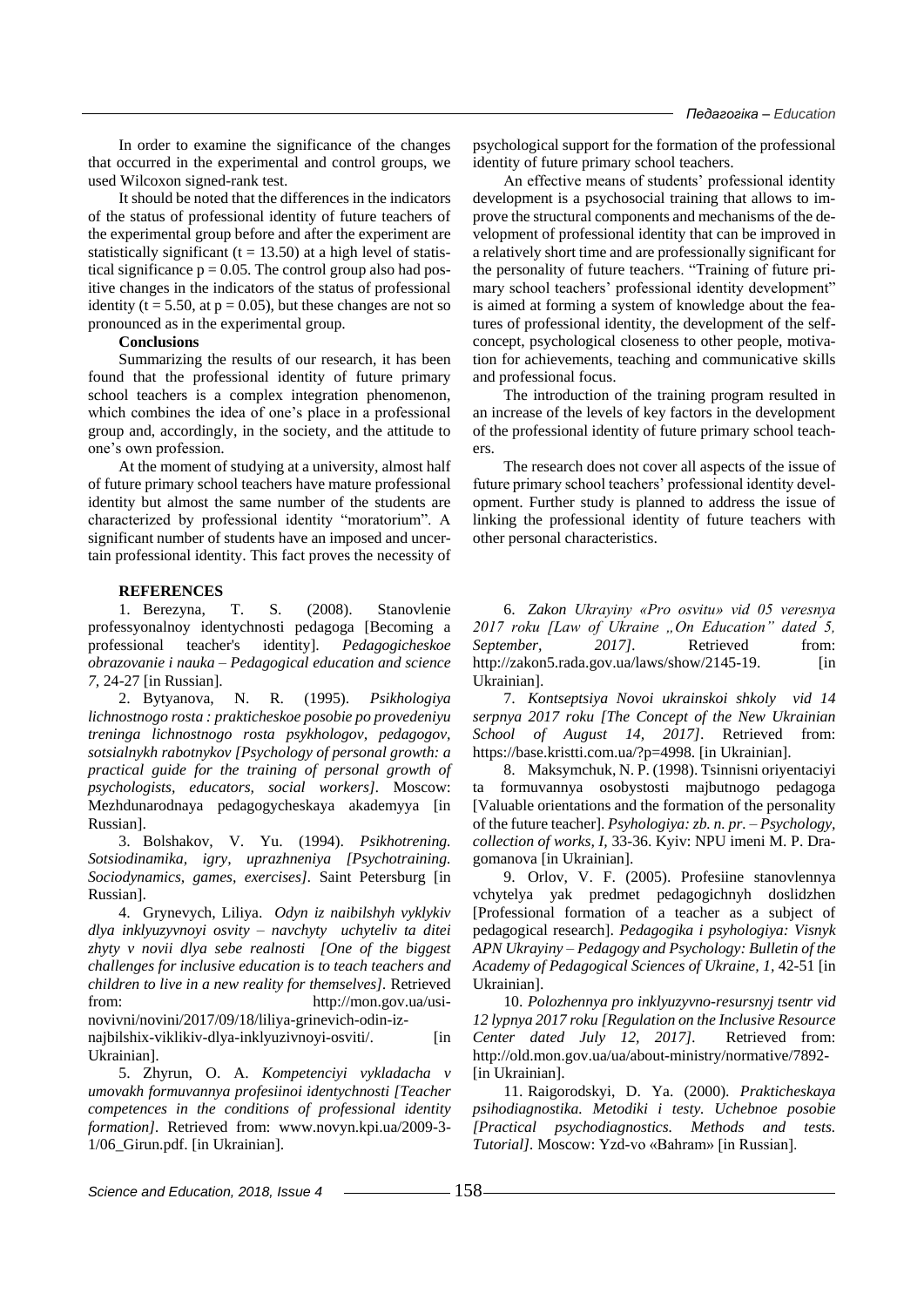In order to examine the significance of the changes that occurred in the experimental and control groups, we used Wilcoxon signed-rank test.

It should be noted that the differences in the indicators of the status of professional identity of future teachers of the experimental group before and after the experiment are statistically significant ($t = 13.50$) at a high level of statistical significance $p = 0.05$. The control group also had positive changes in the indicators of the status of professional identity ($t = 5.50$, at $p = 0.05$), but these changes are not so pronounced as in the experimental group.

**Conclusions**

Summarizing the results of our research, it has been found that the professional identity of future primary school teachers is a complex integration phenomenon, which combines the idea of one's place in a professional group and, accordingly, in the society, and the attitude to one's own profession.

At the moment of studying at a university, almost half of future primary school teachers have mature professional identity but almost the same number of the students are characterized by professional identity "moratorium". A significant number of students have an imposed and uncertain professional identity. This fact proves the necessity of psychological support for the formation of the professional identity of future primary school teachers.

An effective means of students' professional identity development is a psychosocial training that allows to improve the structural components and mechanisms of the development of professional identity that can be improved in a relatively short time and are professionally significant for the personality of future teachers. "Training of future primary school teachers' professional identity development" is aimed at forming a system of knowledge about the features of professional identity, the development of the self-concept, psychological closeness to other people, motivation for achievements, teaching and communicative skills and professional focus.

The introduction of the training program resulted in an increase of the levels of key factors in the development of the professional identity of future primary school teachers.

The research does not cover all aspects of the issue of future primary school teachers' professional identity development. Further study is planned to address the issue of linking the professional identity of future teachers with other personal characteristics.

**REFERENCES**

1. Berezyna, T. S. (2008). Stanovlenie professyonalnoy identychnosti pedagoga [Becoming a professional teacher's identity]. *Pedagogicheskoe obrazovanie i nauka – Pedagogical education and science 7*, 24-27 [in Russian].

2. Bytyanova, N. R. (1995). *Psikhologiya lichnostnogo rosta : prakticheskoe posobie po provedeniyu treninga lichnostnogo rosta psykhologov, pedagogov, sotsialnykh rabotnykov [Psychology of personal growth: a practical guide for the training of personal growth of psychologists, educators, social workers]*. Moscow: Mezhdunarodnaya pedagogycheskaya akademyya [in Russian].

3. Bolshakov, V. Yu. (1994). *Psikhotrening. Sotsiodinamika, igry, uprazhneniya [Psychotraining. Sociodynamics, games, exercises]*. Saint Petersburg [in Russian].

4. Grynevych, Liliya. *Odyn iz naibilshyh vyklykiv dlya inklyuzyvnoyi osvity – navchyty uchyteliv ta ditei zhyty v novii dlya sebe realnosti [One of the biggest challenges for inclusive education is to teach teachers and children to live in a new reality for themselves]*. Retrieved from: http://mon.gov.ua/usi-novivni/novini/2017/09/18/liliya-grinevich-odin-iz-najbilshix-viklikiv-dlya-inklyuzivnoyi-osviti/. [in Ukrainian].

5. Zhyrun, O. A. *Kompetenciyi vykladacha v umovakh formuvannya profesiinoi identychnosti [Teacher competences in the conditions of professional identity formation]*. Retrieved from: www.novyn.kpi.ua/2009-3-1/06_Girun.pdf. [in Ukrainian].

6. *Zakon Ukrayiny «Pro osvitu» vid 05 veresnya 2017 roku [Law of Ukraine „On Education" dated 5, September, 2017]*. Retrieved from: http://zakon5.rada.gov.ua/laws/show/2145-19. [in Ukrainian].

7. *Kontseptsiya Novoi ukrainskoi shkoly vid 14 serpnya 2017 roku [The Concept of the New Ukrainian School of August 14, 2017]*. Retrieved from: https://base.kristti.com.ua/?p=4998. [in Ukrainian].

8. Maksymchuk, N. P. (1998). Tsinnisni oriyentaciyi ta formuvannya osobystosti majbutnogo pedagoga [Valuable orientations and the formation of the personality of the future teacher]. *Psyhologiya: zb. n. pr. – Psychology, collection of works, I*, 33-36. Kyiv: NPU imeni M. P. Dragomanova [in Ukrainian].

9. Orlov, V. F. (2005). Profesiine stanovlennya vchytelya yak predmet pedagogichnyh doslidzhen [Professional formation of a teacher as a subject of pedagogical research]. *Pedagogika i psyhologiya: Visnyk APN Ukrayiny – Pedagogy and Psychology: Bulletin of the Academy of Pedagogical Sciences of Ukraine, 1*, 42-51 [in Ukrainian].

10. *Polozhennya pro inklyuzyvno-resursnyj tsentr vid 12 lypnya 2017 roku [Regulation on the Inclusive Resource Center dated July 12, 2017]*. Retrieved from: http://old.mon.gov.ua/ua/about-ministry/normative/7892- [in Ukrainian].

11. Raigorodskyi, D. Ya. (2000). *Prakticheskaya psihodiagnostika. Metodiki i testy. Uchebnoe posobie [Practical psychodiagnostics. Methods and tests. Tutorial]*. Moscow: Yzd-vo «Bahram» [in Russian].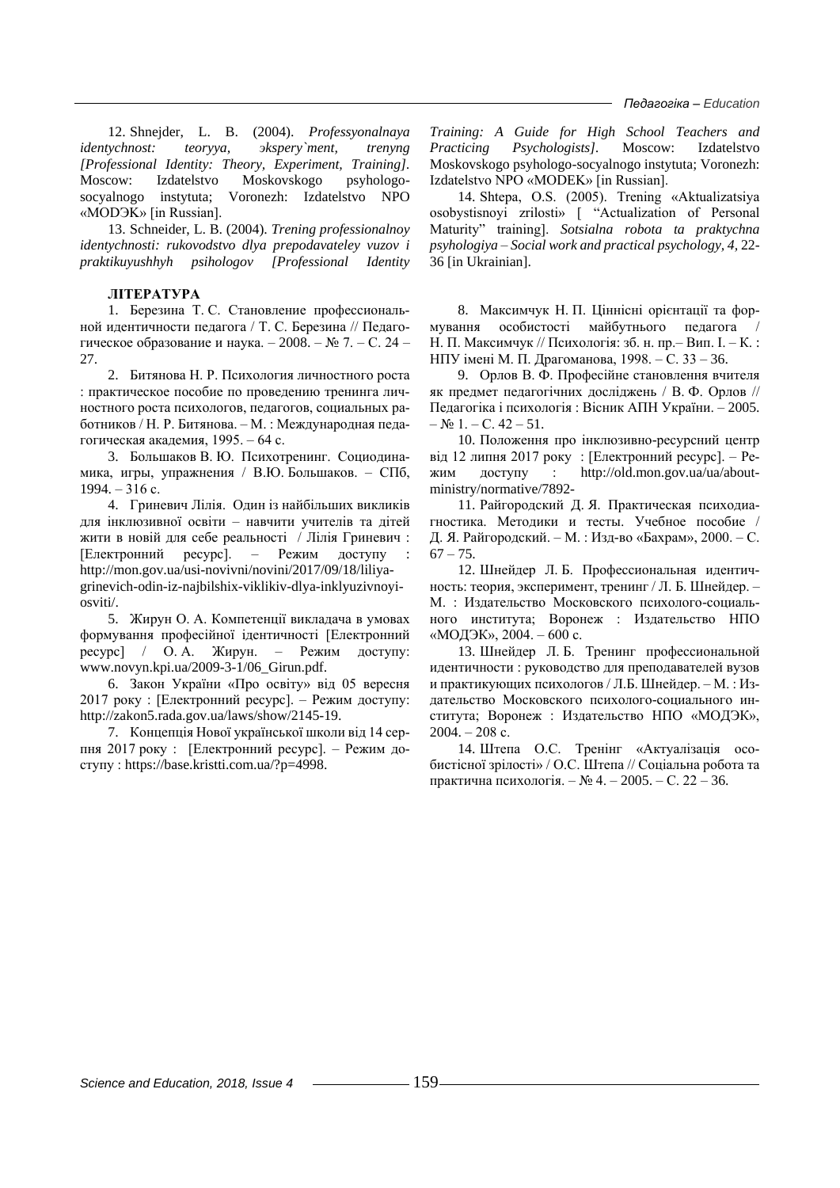12. Shnejder, L. B. (2004). *Professyonalnaya identychnost: teoryya, эkspery`ment, trenyng [Professional Identity: Theory, Experiment, Training]*. Moscow: Izdatelstvo Moskovskogo psyhologo-socyalnogo instytuta; Voronezh: Izdatelstvo NPO «MODЭK» [in Russian].

13. Schneider, L. B. (2004). *Trening professionalnoy identychnosti: rukovodstvo dlya prepodavateley vuzov i praktikuyushhyh psihologov [Professional Identity Training: A Guide for High School Teachers and Practicing Psychologists]*. Moscow: Izdatelstvo Moskovskogo psyhologo-socyalnogo instytuta; Voronezh: Izdatelstvo NPO «MODEK» [in Russian].

14. Shtepa, O.S. (2005). Trening «Aktualizatsiya osobystisnoyi zrilosti» [ "Actualization of Personal Maturity" training]. *Sotsialna robota ta praktychna psyhologiya – Social work and practical psychology*, *4*, 22-36 [in Ukrainian].

**ЛІТЕРАТУРА**

1. Березина Т. С. Становление профессиональной идентичности педагога / Т. С. Березина // Педагогическое образование и наука. – 2008. – № 7. – С. 24 – 27.

2. Битянова Н. Р. Психология личностного роста : практическое пособие по проведению тренинга личностного роста психологов, педагогов, социальных работников / Н. Р. Битянова. – М. : Международная педагогическая академия, 1995. – 64 с.

3. Большаков В. Ю. Психотренинг. Социодинамика, игры, упражнения / В.Ю. Большаков. – СПб, 1994. – 316 с.

4. Гриневич Лілія. Один із найбільших викликів для інклюзивної освіти – навчити учителів та дітей жити в новій для себе реальності / Лілія Гриневич : [Електронний ресурс]. – Режим доступу : http://mon.gov.ua/usi-novivni/novini/2017/09/18/liliya-grinevich-odin-iz-najbilshix-viklikiv-dlya-inklyuzivnoyi-osviti/.

5. Жирун О. А. Компетенції викладача в умовах формування професійної ідентичності [Електронний ресурс] / О. А. Жирун. – Режим доступу: www.novyn.kpi.ua/2009-3-1/06_Girun.pdf.

6. Закон України «Про освіту» від 05 вересня 2017 року : [Електронний ресурс]. – Режим доступу: http://zakon5.rada.gov.ua/laws/show/2145-19.

7. Концепція Нової української школи від 14 серпня 2017 року : [Електронний ресурс]. – Режим доступу : https://base.kristti.com.ua/?p=4998.

8. Максимчук Н. П. Ціннісні орієнтації та формування особистості майбутнього педагога / Н. П. Максимчук // Психологія: зб. н. пр.– Вип. І. – К. : НПУ імені М. П. Драгоманова, 1998. – С. 33 – 36.

9. Орлов В. Ф. Професійне становлення вчителя як предмет педагогічних досліджень / В. Ф. Орлов // Педагогіка і психологія : Вісник АПН України. – 2005. – № 1. – С. 42 – 51.

10. Положення про інклюзивно-ресурсний центр від 12 липня 2017 року : [Електронний ресурс]. – Режим доступу : http://old.mon.gov.ua/ua/about-ministry/normative/7892-

11. Райгородский Д. Я. Практическая психодиагностика. Методики и тесты. Учебное пособие / Д. Я. Райгородский. – М. : Изд-во «Бахрам», 2000. – С. 67 – 75.

12. Шнейдер Л. Б. Профессиональная идентичность: теория, эксперимент, тренинг / Л. Б. Шнейдер. – М. : Издательство Московского психолого-социального института; Воронеж : Издательство НПО «МОДЭК», 2004. – 600 с.

13. Шнейдер Л. Б. Тренинг профессиональной идентичности : руководство для преподавателей вузов и практикующих психологов / Л.Б. Шнейдер. – М. : Издательство Московского психолого-социального института; Воронеж : Издательство НПО «МОДЭК», 2004. – 208 с.

14. Штепа О.С. Тренінг «Актуалізація особистісної зрілості» / О.С. Штепа // Соціальна робота та практична психологія. – № 4. – 2005. – С. 22 – 36.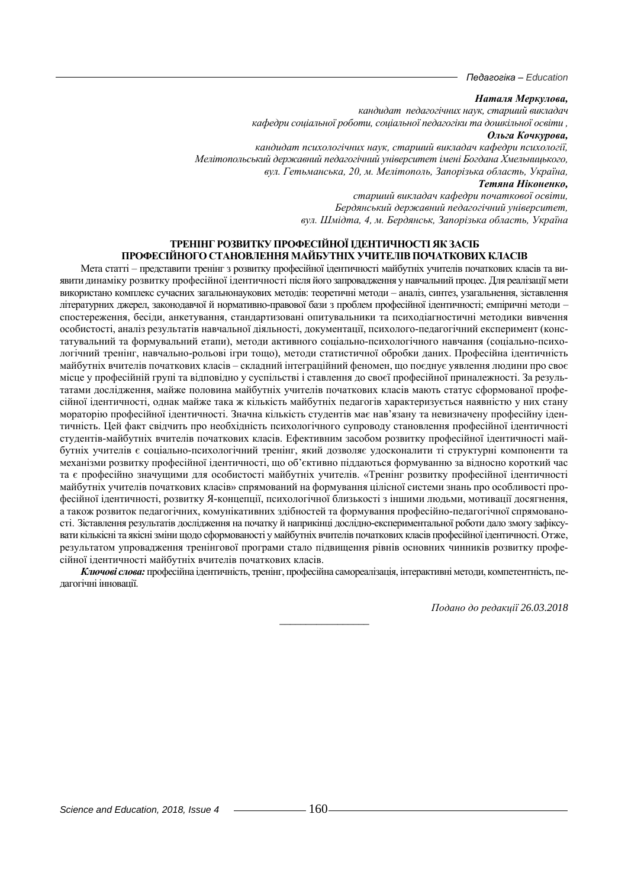***Наталя Меркулова,***
*кандидат педагогічних наук, старший викладач*
*кафедри соціальної роботи, соціальної педагогіки та дошкільної освіти ,*
***Ольга Кочкурова,***
*кандидат психологічних наук, старший викладач кафедри психології,*
*Мелітопольський державний педагогічний університет імені Богдана Хмельницького,*
*вул. Гетьманська, 20, м. Мелітополь, Запорізька область, Україна,*
***Тетяна Ніконенко,***
*старший викладач кафедри початкової освіти,*
*Бердянський державний педагогічний університет,*
*вул. Шмідта, 4, м. Бердянськ, Запорізька область, Україна*

## ТРЕНІНГ РОЗВИТКУ ПРОФЕСІЙНОЇ ІДЕНТИЧНОСТІ ЯК ЗАСІБ ПРОФЕСІЙНОГО СТАНОВЛЕННЯ МАЙБУТНІХ УЧИТЕЛІВ ПОЧАТКОВИХ КЛАСІВ

Мета статті – представити тренінг з розвитку професійної ідентичності майбутніх учителів початкових класів та виявити динаміку розвитку професійної ідентичності після його запровадження у навчальний процес. Для реалізації мети використано комплекс сучасних загальнонаукових методів: теоретичні методи – аналіз, синтез, узагальнення, зіставлення літературних джерел, законодавчої й нормативно-правової бази з проблем професійної ідентичності; емпіричні методи – спостереження, бесіди, анкетування, стандартизовані опитувальники та психодіагностичні методики вивчення особистості, аналіз результатів навчальної діяльності, документації, психолого-педагогічний експеримент (констатувальний та формувальний етапи), методи активного соціально-психологічного навчання (соціально-психологічний тренінг, навчально-рольові ігри тощо), методи статистичної обробки даних. Професійна ідентичність майбутніх вчителів початкових класів – складний інтеграційний феномен, що поєднує уявлення людини про своє місце у професійній групі та відповідно у суспільстві і ставлення до своєї професійної приналежності. За результатами дослідження, майже половина майбутніх учителів початкових класів мають статус сформованої професійної ідентичності, однак майже така ж кількість майбутніх педагогів характеризується наявністю у них стану мораторію професійної ідентичності. Значна кількість студентів має нав'язану та невизначену професійну ідентичність. Цей факт свідчить про необхідність психологічного супроводу становлення професійної ідентичності студентів-майбутніх вчителів початкових класів. Ефективним засобом розвитку професійної ідентичності майбутніх учителів є соціально-психологічний тренінг, який дозволяє удосконалити ті структурні компоненти та механізми розвитку професійної ідентичності, що об'єктивно піддаються формуванню за відносно короткий час та є професійно значущими для особистості майбутніх учителів. «Тренінг розвитку професійної ідентичності майбутніх учителів початкових класів» спрямований на формування цілісної системи знань про особливості професійної ідентичності, розвитку Я-концепції, психологічної близькості з іншими людьми, мотивації досягнення, а також розвиток педагогічних, комунікативних здібностей та формування професійно-педагогічної спрямованості. Зіставлення результатів дослідження на початку й наприкінці дослідно-експериментальної роботи дало змогу зафіксувати кількісні та якісні зміни щодо сформованості у майбутніх вчителів початкових класів професійної ідентичності. Отже, результатом упровадження тренінгової програми стало підвищення рівнів основних чинників розвитку професійної ідентичності майбутніх вчителів початкових класів.

***Ключові слова:*** професійна ідентичність, тренінг, професійна самореалізація, інтерактивні методи, компетентність, педагогічні інновації.

*Подано до редакції 26.03.2018*